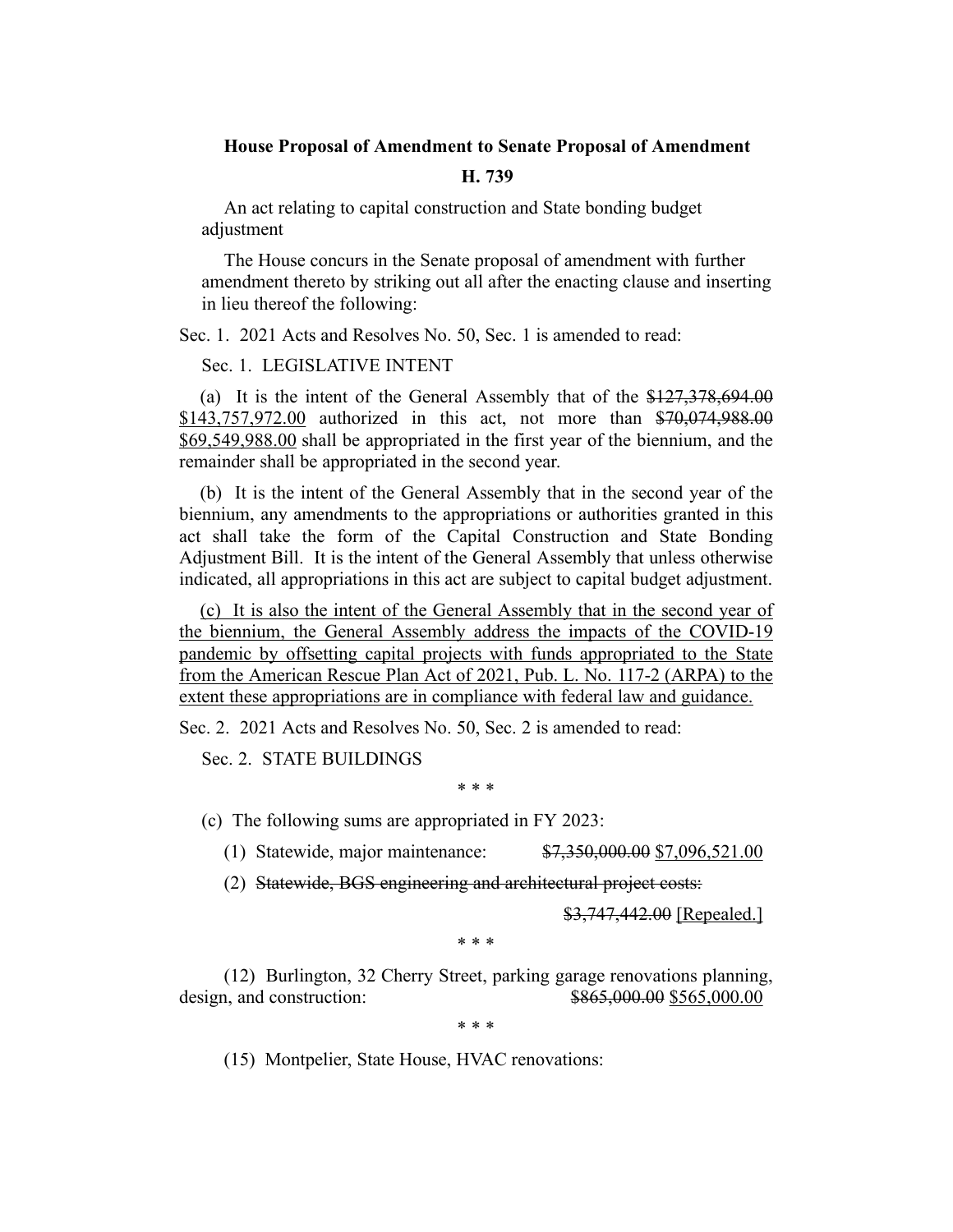**House Proposal of Amendment to Senate Proposal of Amendment**

**H. 739**

An act relating to capital construction and State bonding budget adjustment

The House concurs in the Senate proposal of amendment with further amendment thereto by striking out all after the enacting clause and inserting in lieu thereof the following:

Sec. 1. 2021 Acts and Resolves No. 50, Sec. 1 is amended to read:

Sec. 1. LEGISLATIVE INTENT

(a) It is the intent of the General Assembly that of the ~~$127,378,694.00~~ <u>$143,757,972.00</u> authorized in this act, not more than ~~$70,074,988.00~~ <u>$69,549,988.00</u> shall be appropriated in the first year of the biennium, and the remainder shall be appropriated in the second year.

(b) It is the intent of the General Assembly that in the second year of the biennium, any amendments to the appropriations or authorities granted in this act shall take the form of the Capital Construction and State Bonding Adjustment Bill. It is the intent of the General Assembly that unless otherwise indicated, all appropriations in this act are subject to capital budget adjustment.

<u>(c) It is also the intent of the General Assembly that in the second year of the biennium, the General Assembly address the impacts of the COVID-19 pandemic by offsetting capital projects with funds appropriated to the State from the American Rescue Plan Act of 2021, Pub. L. No. 117-2 (ARPA) to the extent these appropriations are in compliance with federal law and guidance.</u>

Sec. 2. 2021 Acts and Resolves No. 50, Sec. 2 is amended to read:

Sec. 2. STATE BUILDINGS

\* \* \*

(c) The following sums are appropriated in FY 2023:

(1) Statewide, major maintenance: ~~$7,350,000.00~~ <u>$7,096,521.00</u>

(2) ~~Statewide, BGS engineering and architectural project costs:~~

~~$3,747,442.00~~ <u>[Repealed.]</u>

\* \* \*

(12) Burlington, 32 Cherry Street, parking garage renovations planning, design, and construction: ~~$865,000.00~~ <u>$565,000.00</u>

\* \* \*

(15) Montpelier, State House, HVAC renovations: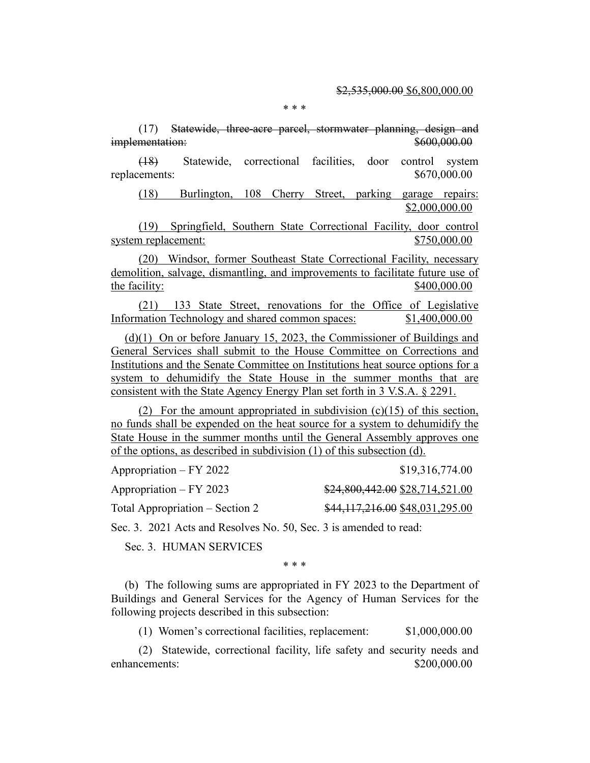~~$2,535,000.00~~ $6,800,000.00

\* \* \*

(17) ~~Statewide, three-acre parcel, stormwater planning, design and implementation: $600,000.00~~

~~(18)~~ Statewide, correctional facilities, door control system replacements: $670,000.00

(18) Burlington, 108 Cherry Street, parking garage repairs: $2,000,000.00

(19) Springfield, Southern State Correctional Facility, door control system replacement: $750,000.00

(20) Windsor, former Southeast State Correctional Facility, necessary demolition, salvage, dismantling, and improvements to facilitate future use of the facility: $400,000.00

(21) 133 State Street, renovations for the Office of Legislative Information Technology and shared common spaces: $1,400,000.00

(d)(1) On or before January 15, 2023, the Commissioner of Buildings and General Services shall submit to the House Committee on Corrections and Institutions and the Senate Committee on Institutions heat source options for a system to dehumidify the State House in the summer months that are consistent with the State Agency Energy Plan set forth in 3 V.S.A. § 2291.

(2) For the amount appropriated in subdivision (c)(15) of this section, no funds shall be expended on the heat source for a system to dehumidify the State House in the summer months until the General Assembly approves one of the options, as described in subdivision (1) of this subsection (d).

Appropriation – FY 2022 $19,316,774.00

Appropriation – FY 2023 ~~$24,800,442.00~~ $28,714,521.00

Total Appropriation – Section 2 ~~$44,117,216.00~~ $48,031,295.00

Sec. 3. 2021 Acts and Resolves No. 50, Sec. 3 is amended to read:

Sec. 3. HUMAN SERVICES

\* \* \*

(b) The following sums are appropriated in FY 2023 to the Department of Buildings and General Services for the Agency of Human Services for the following projects described in this subsection:

(1) Women's correctional facilities, replacement: $1,000,000.00

(2) Statewide, correctional facility, life safety and security needs and enhancements: $200,000.00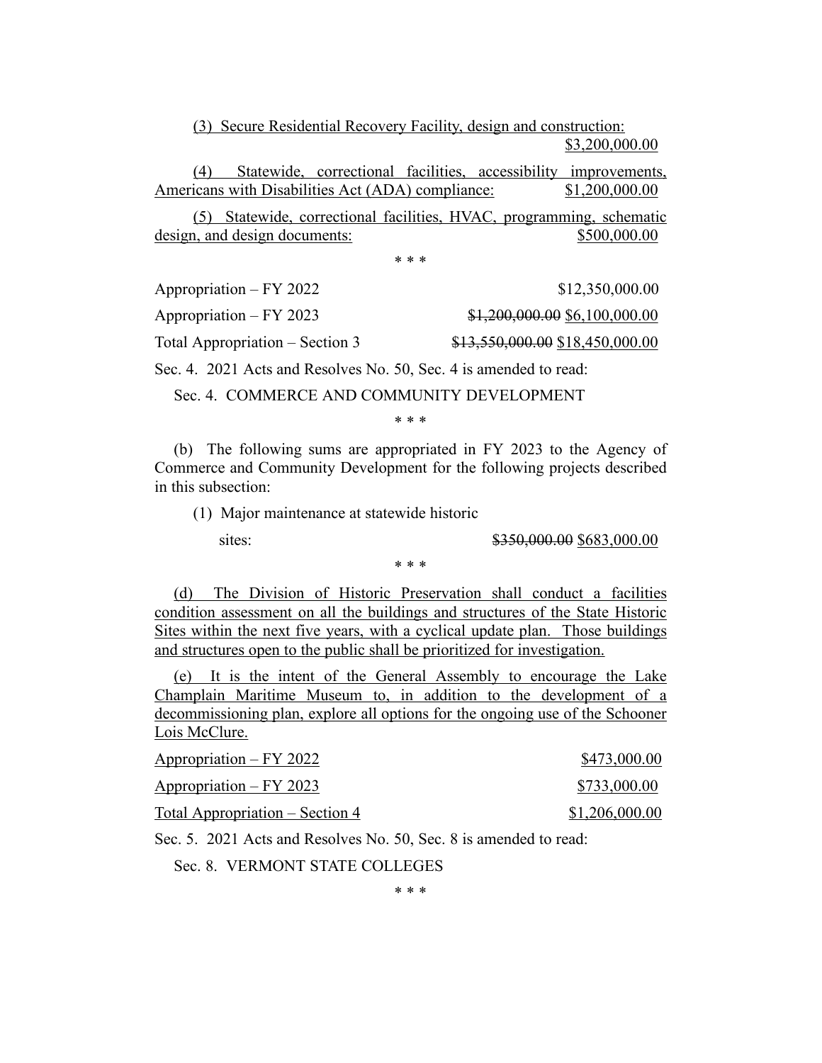(3) Secure Residential Recovery Facility, design and construction: $3,200,000.00

(4) Statewide, correctional facilities, accessibility improvements, Americans with Disabilities Act (ADA) compliance: $1,200,000.00

(5) Statewide, correctional facilities, HVAC, programming, schematic design, and design documents: $500,000.00

\* \* \*

Appropriation – FY 2022 $12,350,000.00

Appropriation – FY 2023 ~~$1,200,000.00~~ $6,100,000.00

Total Appropriation – Section 3 ~~$13,550,000.00~~ $18,450,000.00

Sec. 4. 2021 Acts and Resolves No. 50, Sec. 4 is amended to read:

Sec. 4. COMMERCE AND COMMUNITY DEVELOPMENT

\* \* \*

(b) The following sums are appropriated in FY 2023 to the Agency of Commerce and Community Development for the following projects described in this subsection:

(1) Major maintenance at statewide historic sites: ~~$350,000.00~~ $683,000.00

\* \* \*

(d) The Division of Historic Preservation shall conduct a facilities condition assessment on all the buildings and structures of the State Historic Sites within the next five years, with a cyclical update plan. Those buildings and structures open to the public shall be prioritized for investigation.

(e) It is the intent of the General Assembly to encourage the Lake Champlain Maritime Museum to, in addition to the development of a decommissioning plan, explore all options for the ongoing use of the Schooner Lois McClure.

Appropriation – FY 2022 $473,000.00

Appropriation – FY 2023 $733,000.00

Total Appropriation – Section 4 $1,206,000.00

Sec. 5. 2021 Acts and Resolves No. 50, Sec. 8 is amended to read:

Sec. 8. VERMONT STATE COLLEGES

\* \* \*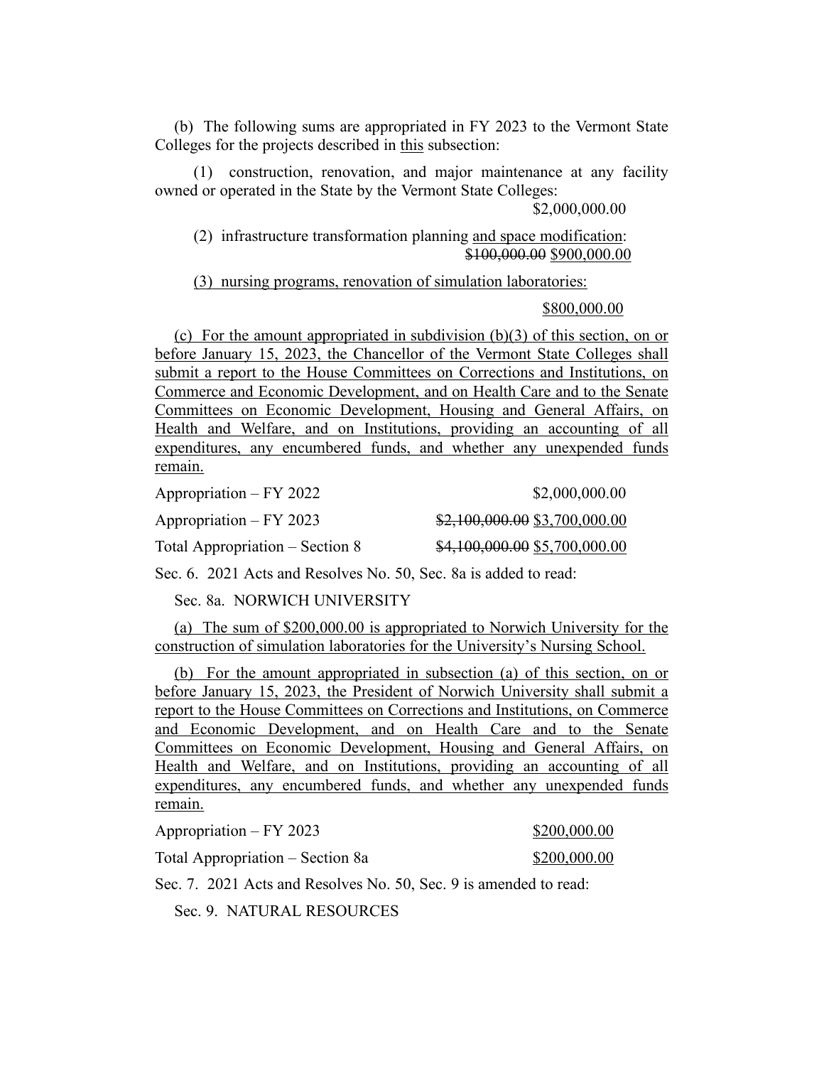(b) The following sums are appropriated in FY 2023 to the Vermont State Colleges for the projects described in <u>this</u> subsection:

(1) construction, renovation, and major maintenance at any facility owned or operated in the State by the Vermont State Colleges:

$2,000,000.00

(2) infrastructure transformation planning <u>and space modification</u>:

~~$100,000.00~~ <u>$900,000.00</u>

<u>(3) nursing programs, renovation of simulation laboratories:</u>

<u>$800,000.00</u>

<u>(c) For the amount appropriated in subdivision (b)(3) of this section, on or before January 15, 2023, the Chancellor of the Vermont State Colleges shall submit a report to the House Committees on Corrections and Institutions, on Commerce and Economic Development, and on Health Care and to the Senate Committees on Economic Development, Housing and General Affairs, on Health and Welfare, and on Institutions, providing an accounting of all expenditures, any encumbered funds, and whether any unexpended funds remain.</u>

| | |
|---|---|
| Appropriation – FY 2022 | $2,000,000.00 |
| Appropriation – FY 2023 | ~~$2,100,000.00~~ <u>$3,700,000.00</u> |
| Total Appropriation – Section 8 | ~~$4,100,000.00~~ <u>$5,700,000.00</u> |

Sec. 6. 2021 Acts and Resolves No. 50, Sec. 8a is added to read:

Sec. 8a. NORWICH UNIVERSITY

<u>(a) The sum of $200,000.00 is appropriated to Norwich University for the construction of simulation laboratories for the University's Nursing School.</u>

<u>(b) For the amount appropriated in subsection (a) of this section, on or before January 15, 2023, the President of Norwich University shall submit a report to the House Committees on Corrections and Institutions, on Commerce and Economic Development, and on Health Care and to the Senate Committees on Economic Development, Housing and General Affairs, on Health and Welfare, and on Institutions, providing an accounting of all expenditures, any encumbered funds, and whether any unexpended funds remain.</u>

| | |
|---|---|
| <u>Appropriation – FY 2023</u> | <u>$200,000.00</u> |
| <u>Total Appropriation – Section 8a</u> | <u>$200,000.00</u> |

Sec. 7. 2021 Acts and Resolves No. 50, Sec. 9 is amended to read:

Sec. 9. NATURAL RESOURCES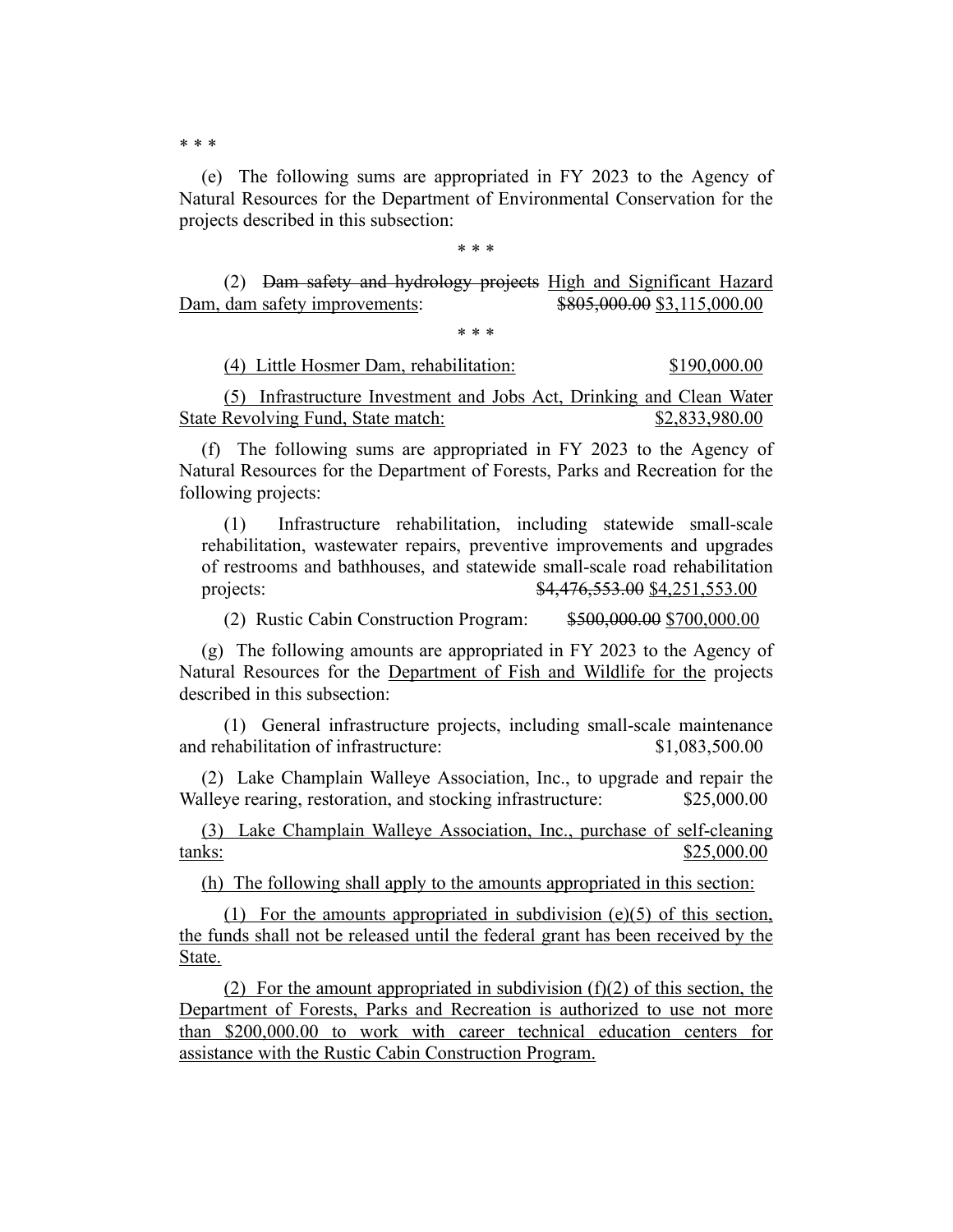\* \* \*

(e) The following sums are appropriated in FY 2023 to the Agency of Natural Resources for the Department of Environmental Conservation for the projects described in this subsection:

\* \* \*

(2) ~~Dam safety and hydrology projects~~ <u>High and Significant Hazard Dam, dam safety improvements</u>: ~~$805,000.00~~ <u>$3,115,000.00</u>

\* \* \*

<u>(4) Little Hosmer Dam, rehabilitation: $190,000.00</u>

<u>(5) Infrastructure Investment and Jobs Act, Drinking and Clean Water State Revolving Fund, State match: $2,833,980.00</u>

(f) The following sums are appropriated in FY 2023 to the Agency of Natural Resources for the Department of Forests, Parks and Recreation for the following projects:

(1) Infrastructure rehabilitation, including statewide small-scale rehabilitation, wastewater repairs, preventive improvements and upgrades of restrooms and bathhouses, and statewide small-scale road rehabilitation projects: ~~$4,476,553.00~~ <u>$4,251,553.00</u>

(2) Rustic Cabin Construction Program: ~~$500,000.00~~ <u>$700,000.00</u>

(g) The following amounts are appropriated in FY 2023 to the Agency of Natural Resources for the <u>Department of Fish and Wildlife for the</u> projects described in this subsection:

(1) General infrastructure projects, including small-scale maintenance and rehabilitation of infrastructure: $1,083,500.00

(2) Lake Champlain Walleye Association, Inc., to upgrade and repair the Walleye rearing, restoration, and stocking infrastructure: $25,000.00

<u>(3) Lake Champlain Walleye Association, Inc., purchase of self-cleaning tanks: $25,000.00</u>

<u>(h) The following shall apply to the amounts appropriated in this section:</u>

<u>(1) For the amounts appropriated in subdivision (e)(5) of this section, the funds shall not be released until the federal grant has been received by the State.</u>

<u>(2) For the amount appropriated in subdivision (f)(2) of this section, the Department of Forests, Parks and Recreation is authorized to use not more than $200,000.00 to work with career technical education centers for assistance with the Rustic Cabin Construction Program.</u>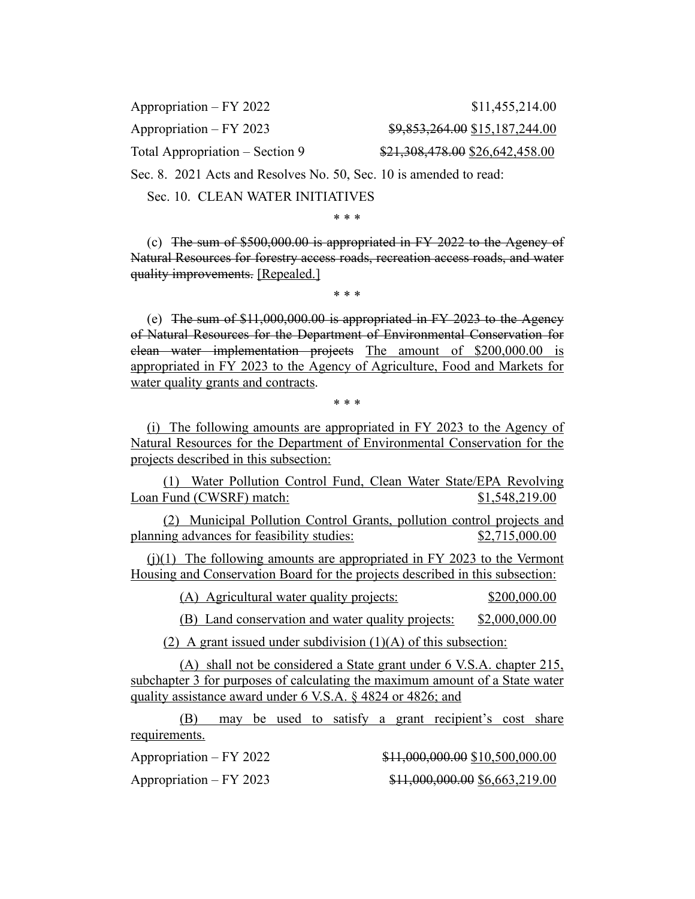Appropriation – FY 2022 $11,455,214.00

Appropriation – FY 2023 ~~$9,853,264.00~~ $15,187,244.00

Total Appropriation – Section 9 ~~$21,308,478.00~~ $26,642,458.00

Sec. 8. 2021 Acts and Resolves No. 50, Sec. 10 is amended to read:

Sec. 10. CLEAN WATER INITIATIVES

\* \* \*

(c) ~~The sum of $500,000.00 is appropriated in FY 2022 to the Agency of Natural Resources for forestry access roads, recreation access roads, and water quality improvements.~~ [Repealed.]

\* \* \*

(e) ~~The sum of $11,000,000.00 is appropriated in FY 2023 to the Agency of Natural Resources for the Department of Environmental Conservation for clean water implementation projects~~ The amount of $200,000.00 is appropriated in FY 2023 to the Agency of Agriculture, Food and Markets for water quality grants and contracts.

\* \* \*

(i) The following amounts are appropriated in FY 2023 to the Agency of Natural Resources for the Department of Environmental Conservation for the projects described in this subsection:

(1) Water Pollution Control Fund, Clean Water State/EPA Revolving Loan Fund (CWSRF) match: $1,548,219.00

(2) Municipal Pollution Control Grants, pollution control projects and planning advances for feasibility studies: $2,715,000.00

(j)(1) The following amounts are appropriated in FY 2023 to the Vermont Housing and Conservation Board for the projects described in this subsection:

(A) Agricultural water quality projects: $200,000.00

(B) Land conservation and water quality projects: $2,000,000.00

(2) A grant issued under subdivision (1)(A) of this subsection:

(A) shall not be considered a State grant under 6 V.S.A. chapter 215, subchapter 3 for purposes of calculating the maximum amount of a State water quality assistance award under 6 V.S.A. § 4824 or 4826; and

(B) may be used to satisfy a grant recipient's cost share requirements.

Appropriation – FY 2022 ~~$11,000,000.00~~ $10,500,000.00

Appropriation – FY 2023 ~~$11,000,000.00~~ $6,663,219.00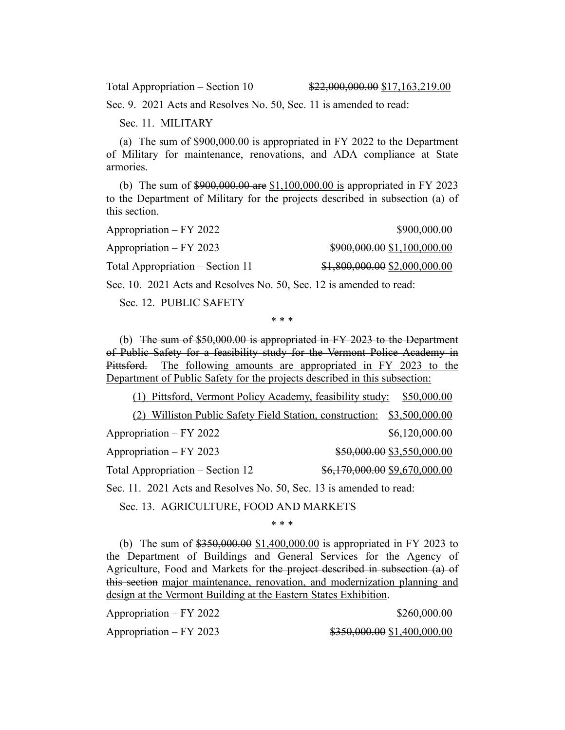Total Appropriation – Section 10 ~~$22,000,000.00~~ <u>$17,163,219.00</u>

Sec. 9. 2021 Acts and Resolves No. 50, Sec. 11 is amended to read:

Sec. 11. MILITARY

(a) The sum of $900,000.00 is appropriated in FY 2022 to the Department of Military for maintenance, renovations, and ADA compliance at State armories.

(b) The sum of ~~$900,000.00 are~~ <u>$1,100,000.00 is</u> appropriated in FY 2023 to the Department of Military for the projects described in subsection (a) of this section.

Appropriation – FY 2022 $900,000.00

Appropriation – FY 2023 ~~$900,000.00~~ <u>$1,100,000.00</u>

Total Appropriation – Section 11 ~~$1,800,000.00~~ <u>$2,000,000.00</u>

Sec. 10. 2021 Acts and Resolves No. 50, Sec. 12 is amended to read:

Sec. 12. PUBLIC SAFETY

\* \* \*

(b) ~~The sum of $50,000.00 is appropriated in FY 2023 to the Department of Public Safety for a feasibility study for the Vermont Police Academy in Pittsford.~~ <u>The following amounts are appropriated in FY 2023 to the Department of Public Safety for the projects described in this subsection:</u>

<u>(1) Pittsford, Vermont Policy Academy, feasibility study: $50,000.00</u>

<u>(2) Williston Public Safety Field Station, construction: $3,500,000.00</u>

Appropriation – FY 2022 $6,120,000.00

Appropriation – FY 2023 ~~$50,000.00~~ <u>$3,550,000.00</u>

Total Appropriation – Section 12 ~~$6,170,000.00~~ <u>$9,670,000.00</u>

Sec. 11. 2021 Acts and Resolves No. 50, Sec. 13 is amended to read:

Sec. 13. AGRICULTURE, FOOD AND MARKETS

\* \* \*

(b) The sum of ~~$350,000.00~~ <u>$1,400,000.00</u> is appropriated in FY 2023 to the Department of Buildings and General Services for the Agency of Agriculture, Food and Markets for ~~the project described in subsection (a) of this section~~ <u>major maintenance, renovation, and modernization planning and design at the Vermont Building at the Eastern States Exhibition</u>.

Appropriation – FY 2022 $260,000.00

Appropriation – FY 2023 ~~$350,000.00~~ <u>$1,400,000.00</u>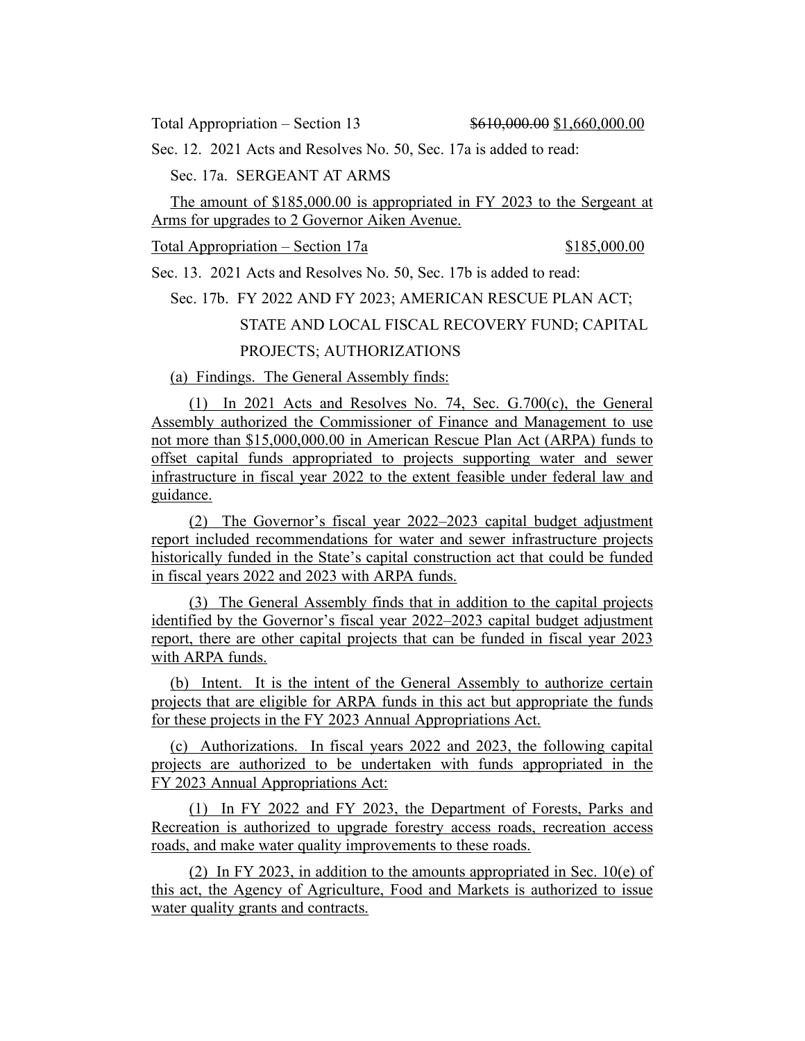Total Appropriation – Section 13 ~~$610,000.00~~ $1,660,000.00

Sec. 12. 2021 Acts and Resolves No. 50, Sec. 17a is added to read:

Sec. 17a. SERGEANT AT ARMS

<u>The amount of $185,000.00 is appropriated in FY 2023 to the Sergeant at Arms for upgrades to 2 Governor Aiken Avenue.</u>

<u>Total Appropriation – Section 17a $185,000.00</u>

Sec. 13. 2021 Acts and Resolves No. 50, Sec. 17b is added to read:

Sec. 17b. FY 2022 AND FY 2023; AMERICAN RESCUE PLAN ACT; STATE AND LOCAL FISCAL RECOVERY FUND; CAPITAL PROJECTS; AUTHORIZATIONS

<u>(a) Findings. The General Assembly finds:</u>

<u>(1) In 2021 Acts and Resolves No. 74, Sec. G.700(c), the General Assembly authorized the Commissioner of Finance and Management to use not more than $15,000,000.00 in American Rescue Plan Act (ARPA) funds to offset capital funds appropriated to projects supporting water and sewer infrastructure in fiscal year 2022 to the extent feasible under federal law and guidance.</u>

<u>(2) The Governor's fiscal year 2022–2023 capital budget adjustment report included recommendations for water and sewer infrastructure projects historically funded in the State's capital construction act that could be funded in fiscal years 2022 and 2023 with ARPA funds.</u>

<u>(3) The General Assembly finds that in addition to the capital projects identified by the Governor's fiscal year 2022–2023 capital budget adjustment report, there are other capital projects that can be funded in fiscal year 2023 with ARPA funds.</u>

<u>(b) Intent. It is the intent of the General Assembly to authorize certain projects that are eligible for ARPA funds in this act but appropriate the funds for these projects in the FY 2023 Annual Appropriations Act.</u>

<u>(c) Authorizations. In fiscal years 2022 and 2023, the following capital projects are authorized to be undertaken with funds appropriated in the FY 2023 Annual Appropriations Act:</u>

<u>(1) In FY 2022 and FY 2023, the Department of Forests, Parks and Recreation is authorized to upgrade forestry access roads, recreation access roads, and make water quality improvements to these roads.</u>

<u>(2) In FY 2023, in addition to the amounts appropriated in Sec. 10(e) of this act, the Agency of Agriculture, Food and Markets is authorized to issue water quality grants and contracts.</u>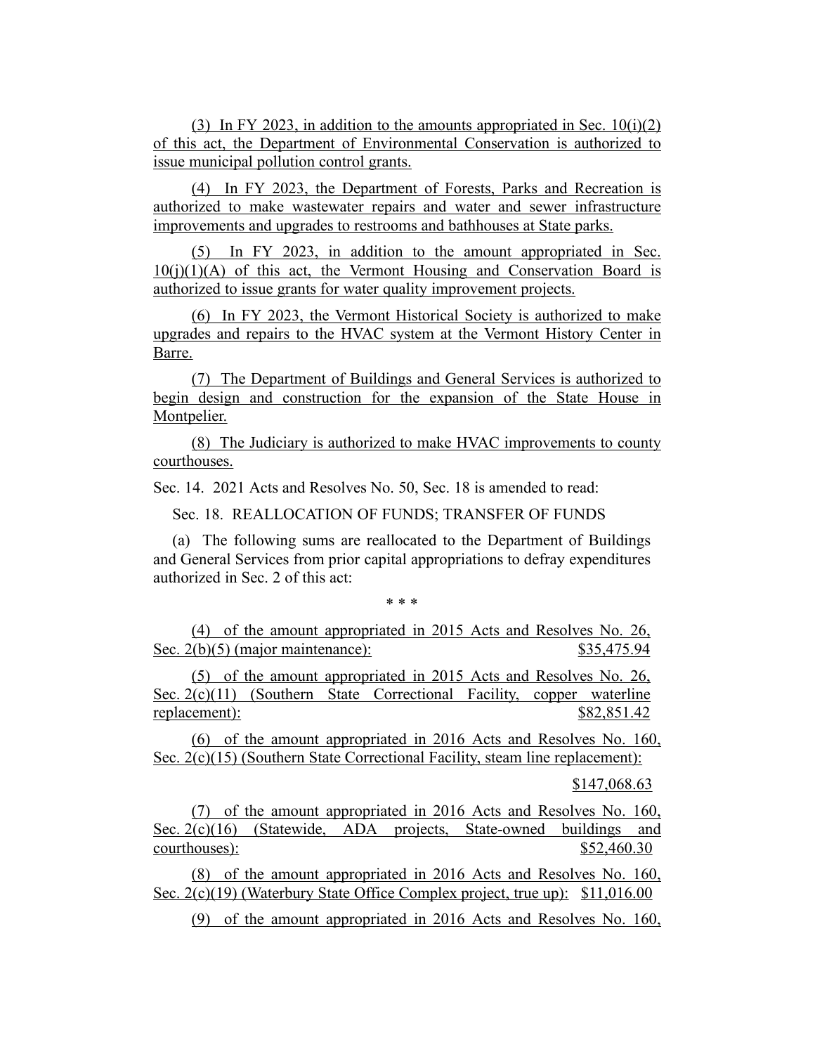(3) In FY 2023, in addition to the amounts appropriated in Sec. 10(i)(2) of this act, the Department of Environmental Conservation is authorized to issue municipal pollution control grants.

(4) In FY 2023, the Department of Forests, Parks and Recreation is authorized to make wastewater repairs and water and sewer infrastructure improvements and upgrades to restrooms and bathhouses at State parks.

(5) In FY 2023, in addition to the amount appropriated in Sec. 10(j)(1)(A) of this act, the Vermont Housing and Conservation Board is authorized to issue grants for water quality improvement projects.

(6) In FY 2023, the Vermont Historical Society is authorized to make upgrades and repairs to the HVAC system at the Vermont History Center in Barre.

(7) The Department of Buildings and General Services is authorized to begin design and construction for the expansion of the State House in Montpelier.

(8) The Judiciary is authorized to make HVAC improvements to county courthouses.

Sec. 14. 2021 Acts and Resolves No. 50, Sec. 18 is amended to read:

Sec. 18. REALLOCATION OF FUNDS; TRANSFER OF FUNDS

(a) The following sums are reallocated to the Department of Buildings and General Services from prior capital appropriations to defray expenditures authorized in Sec. 2 of this act:

\* \* \*

(4) of the amount appropriated in 2015 Acts and Resolves No. 26, Sec. 2(b)(5) (major maintenance): $35,475.94

(5) of the amount appropriated in 2015 Acts and Resolves No. 26, Sec. 2(c)(11) (Southern State Correctional Facility, copper waterline replacement): $82,851.42

(6) of the amount appropriated in 2016 Acts and Resolves No. 160, Sec. 2(c)(15) (Southern State Correctional Facility, steam line replacement): $147,068.63

(7) of the amount appropriated in 2016 Acts and Resolves No. 160, Sec. 2(c)(16) (Statewide, ADA projects, State-owned buildings and courthouses): $52,460.30

(8) of the amount appropriated in 2016 Acts and Resolves No. 160, Sec. 2(c)(19) (Waterbury State Office Complex project, true up): $11,016.00

(9) of the amount appropriated in 2016 Acts and Resolves No. 160,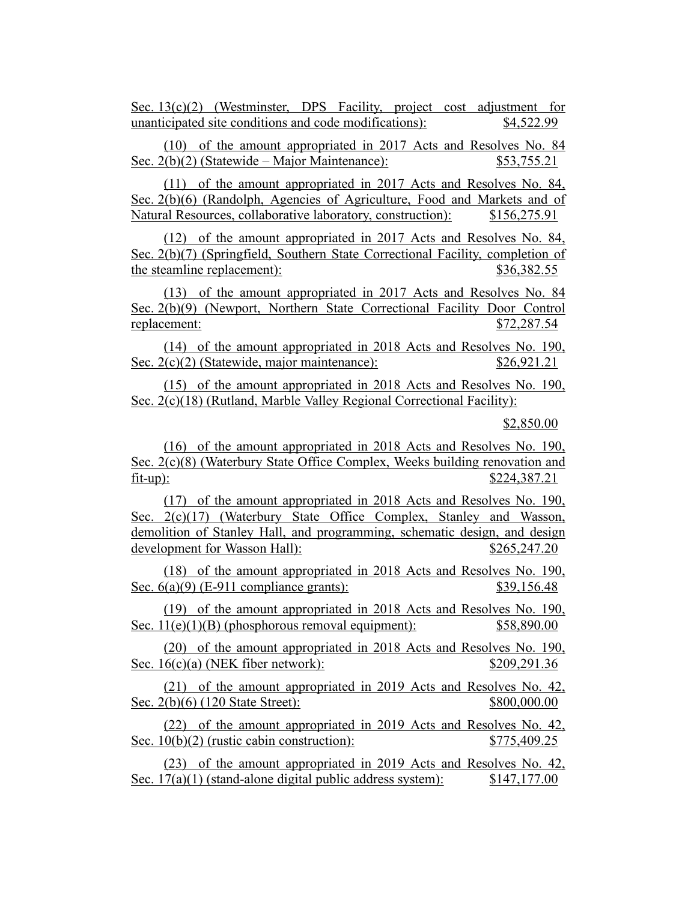Sec. 13(c)(2) (Westminster, DPS Facility, project cost adjustment for unanticipated site conditions and code modifications): $4,522.99

(10) of the amount appropriated in 2017 Acts and Resolves No. 84 Sec. 2(b)(2) (Statewide – Major Maintenance): $53,755.21

(11) of the amount appropriated in 2017 Acts and Resolves No. 84, Sec. 2(b)(6) (Randolph, Agencies of Agriculture, Food and Markets and of Natural Resources, collaborative laboratory, construction): $156,275.91

(12) of the amount appropriated in 2017 Acts and Resolves No. 84, Sec. 2(b)(7) (Springfield, Southern State Correctional Facility, completion of the steamline replacement): $36,382.55

(13) of the amount appropriated in 2017 Acts and Resolves No. 84 Sec. 2(b)(9) (Newport, Northern State Correctional Facility Door Control replacement: $72,287.54

(14) of the amount appropriated in 2018 Acts and Resolves No. 190, Sec. 2(c)(2) (Statewide, major maintenance): $26,921.21

(15) of the amount appropriated in 2018 Acts and Resolves No. 190, Sec. 2(c)(18) (Rutland, Marble Valley Regional Correctional Facility):

$2,850.00

(16) of the amount appropriated in 2018 Acts and Resolves No. 190, Sec. 2(c)(8) (Waterbury State Office Complex, Weeks building renovation and fit-up): $224,387.21

(17) of the amount appropriated in 2018 Acts and Resolves No. 190, Sec. 2(c)(17) (Waterbury State Office Complex, Stanley and Wasson, demolition of Stanley Hall, and programming, schematic design, and design development for Wasson Hall): $265,247.20

(18) of the amount appropriated in 2018 Acts and Resolves No. 190, Sec. 6(a)(9) (E-911 compliance grants): $39,156.48

(19) of the amount appropriated in 2018 Acts and Resolves No. 190, Sec. 11(e)(1)(B) (phosphorous removal equipment): $58,890.00

(20) of the amount appropriated in 2018 Acts and Resolves No. 190, Sec. 16(c)(a) (NEK fiber network): $209,291.36

(21) of the amount appropriated in 2019 Acts and Resolves No. 42, Sec. 2(b)(6) (120 State Street): $800,000.00

(22) of the amount appropriated in 2019 Acts and Resolves No. 42, Sec. 10(b)(2) (rustic cabin construction): $775,409.25

(23) of the amount appropriated in 2019 Acts and Resolves No. 42, Sec. 17(a)(1) (stand-alone digital public address system): $147,177.00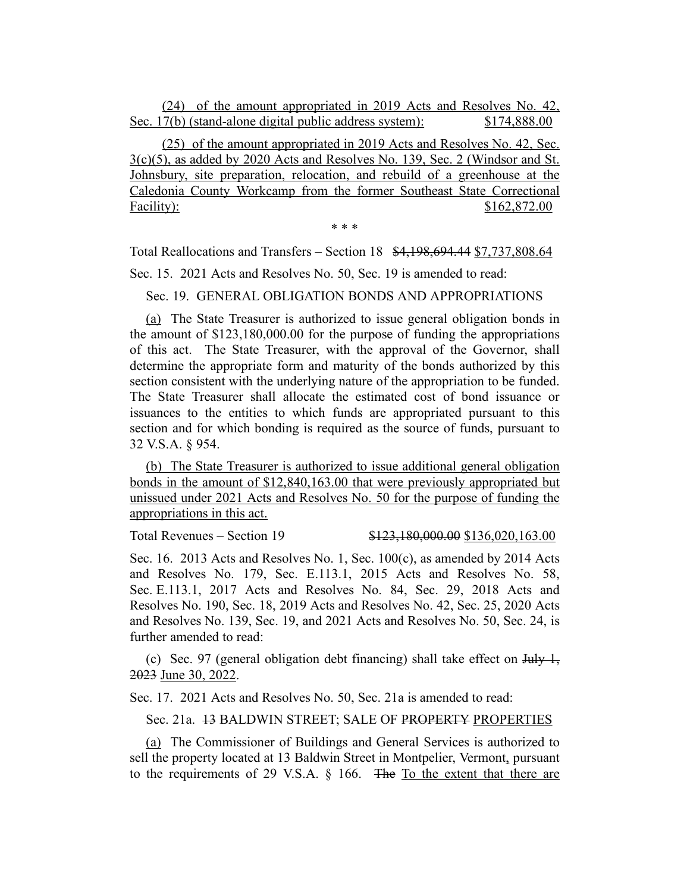(24) of the amount appropriated in 2019 Acts and Resolves No. 42, Sec. 17(b) (stand-alone digital public address system): $174,888.00

(25) of the amount appropriated in 2019 Acts and Resolves No. 42, Sec. 3(c)(5), as added by 2020 Acts and Resolves No. 139, Sec. 2 (Windsor and St. Johnsbury, site preparation, relocation, and rebuild of a greenhouse at the Caledonia County Workcamp from the former Southeast State Correctional Facility): $162,872.00

\* \* \*

Total Reallocations and Transfers – Section 18 ~~$4,198,694.44~~ $7,737,808.64

Sec. 15. 2021 Acts and Resolves No. 50, Sec. 19 is amended to read:

Sec. 19. GENERAL OBLIGATION BONDS AND APPROPRIATIONS

(a) The State Treasurer is authorized to issue general obligation bonds in the amount of $123,180,000.00 for the purpose of funding the appropriations of this act. The State Treasurer, with the approval of the Governor, shall determine the appropriate form and maturity of the bonds authorized by this section consistent with the underlying nature of the appropriation to be funded. The State Treasurer shall allocate the estimated cost of bond issuance or issuances to the entities to which funds are appropriated pursuant to this section and for which bonding is required as the source of funds, pursuant to 32 V.S.A. § 954.

(b) The State Treasurer is authorized to issue additional general obligation bonds in the amount of $12,840,163.00 that were previously appropriated but unissued under 2021 Acts and Resolves No. 50 for the purpose of funding the appropriations in this act.

Total Revenues – Section 19 ~~$123,180,000.00~~ $136,020,163.00

Sec. 16. 2013 Acts and Resolves No. 1, Sec. 100(c), as amended by 2014 Acts and Resolves No. 179, Sec. E.113.1, 2015 Acts and Resolves No. 58, Sec. E.113.1, 2017 Acts and Resolves No. 84, Sec. 29, 2018 Acts and Resolves No. 190, Sec. 18, 2019 Acts and Resolves No. 42, Sec. 25, 2020 Acts and Resolves No. 139, Sec. 19, and 2021 Acts and Resolves No. 50, Sec. 24, is further amended to read:

(c) Sec. 97 (general obligation debt financing) shall take effect on ~~July 1, 2023~~ June 30, 2022.

Sec. 17. 2021 Acts and Resolves No. 50, Sec. 21a is amended to read:

Sec. 21a. ~~13~~ BALDWIN STREET; SALE OF ~~PROPERTY~~ PROPERTIES

(a) The Commissioner of Buildings and General Services is authorized to sell the property located at 13 Baldwin Street in Montpelier, Vermont, pursuant to the requirements of 29 V.S.A. § 166. ~~The~~ To the extent that there are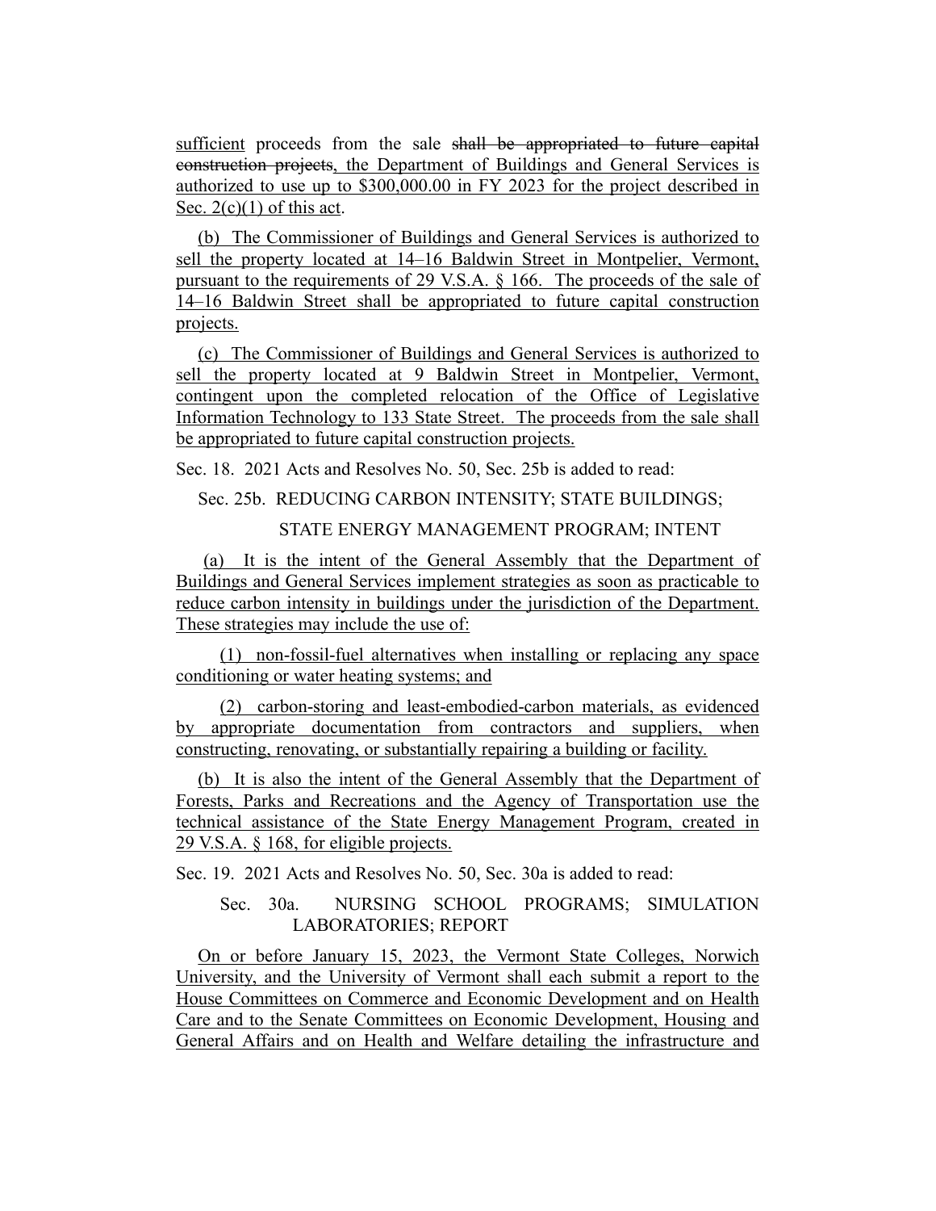sufficient proceeds from the sale ~~shall be appropriated to future capital construction projects~~, the Department of Buildings and General Services is authorized to use up to $300,000.00 in FY 2023 for the project described in Sec. 2(c)(1) of this act.

(b) The Commissioner of Buildings and General Services is authorized to sell the property located at 14–16 Baldwin Street in Montpelier, Vermont, pursuant to the requirements of 29 V.S.A. § 166. The proceeds of the sale of 14–16 Baldwin Street shall be appropriated to future capital construction projects.

(c) The Commissioner of Buildings and General Services is authorized to sell the property located at 9 Baldwin Street in Montpelier, Vermont, contingent upon the completed relocation of the Office of Legislative Information Technology to 133 State Street. The proceeds from the sale shall be appropriated to future capital construction projects.

Sec. 18. 2021 Acts and Resolves No. 50, Sec. 25b is added to read:

Sec. 25b. REDUCING CARBON INTENSITY; STATE BUILDINGS; STATE ENERGY MANAGEMENT PROGRAM; INTENT

(a) It is the intent of the General Assembly that the Department of Buildings and General Services implement strategies as soon as practicable to reduce carbon intensity in buildings under the jurisdiction of the Department. These strategies may include the use of:

(1) non-fossil-fuel alternatives when installing or replacing any space conditioning or water heating systems; and

(2) carbon-storing and least-embodied-carbon materials, as evidenced by appropriate documentation from contractors and suppliers, when constructing, renovating, or substantially repairing a building or facility.

(b) It is also the intent of the General Assembly that the Department of Forests, Parks and Recreations and the Agency of Transportation use the technical assistance of the State Energy Management Program, created in 29 V.S.A. § 168, for eligible projects.

Sec. 19. 2021 Acts and Resolves No. 50, Sec. 30a is added to read:

Sec. 30a. NURSING SCHOOL PROGRAMS; SIMULATION LABORATORIES; REPORT

On or before January 15, 2023, the Vermont State Colleges, Norwich University, and the University of Vermont shall each submit a report to the House Committees on Commerce and Economic Development and on Health Care and to the Senate Committees on Economic Development, Housing and General Affairs and on Health and Welfare detailing the infrastructure and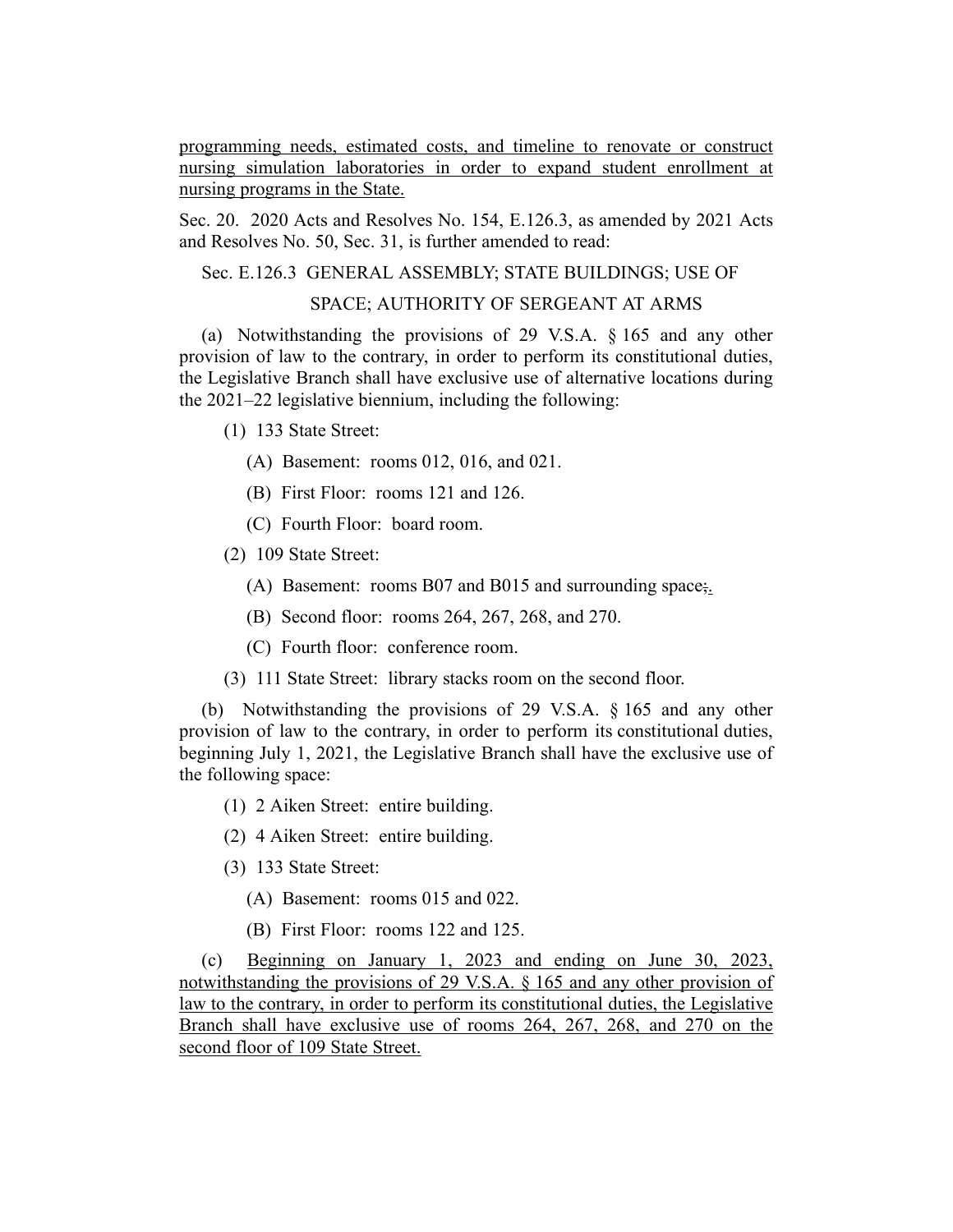programming needs, estimated costs, and timeline to renovate or construct nursing simulation laboratories in order to expand student enrollment at nursing programs in the State.

Sec. 20. 2020 Acts and Resolves No. 154, E.126.3, as amended by 2021 Acts and Resolves No. 50, Sec. 31, is further amended to read:

Sec. E.126.3 GENERAL ASSEMBLY; STATE BUILDINGS; USE OF SPACE; AUTHORITY OF SERGEANT AT ARMS

(a) Notwithstanding the provisions of 29 V.S.A. § 165 and any other provision of law to the contrary, in order to perform its constitutional duties, the Legislative Branch shall have exclusive use of alternative locations during the 2021–22 legislative biennium, including the following:

(1) 133 State Street:

(A) Basement: rooms 012, 016, and 021.

(B) First Floor: rooms 121 and 126.

(C) Fourth Floor: board room.

(2) 109 State Street:

(A) Basement: rooms B07 and B015 and surrounding space;.

(B) Second floor: rooms 264, 267, 268, and 270.

(C) Fourth floor: conference room.

(3) 111 State Street: library stacks room on the second floor.

(b) Notwithstanding the provisions of 29 V.S.A. § 165 and any other provision of law to the contrary, in order to perform its constitutional duties, beginning July 1, 2021, the Legislative Branch shall have the exclusive use of the following space:

(1) 2 Aiken Street: entire building.

(2) 4 Aiken Street: entire building.

(3) 133 State Street:

(A) Basement: rooms 015 and 022.

(B) First Floor: rooms 122 and 125.

(c) Beginning on January 1, 2023 and ending on June 30, 2023, notwithstanding the provisions of 29 V.S.A. § 165 and any other provision of law to the contrary, in order to perform its constitutional duties, the Legislative Branch shall have exclusive use of rooms 264, 267, 268, and 270 on the second floor of 109 State Street.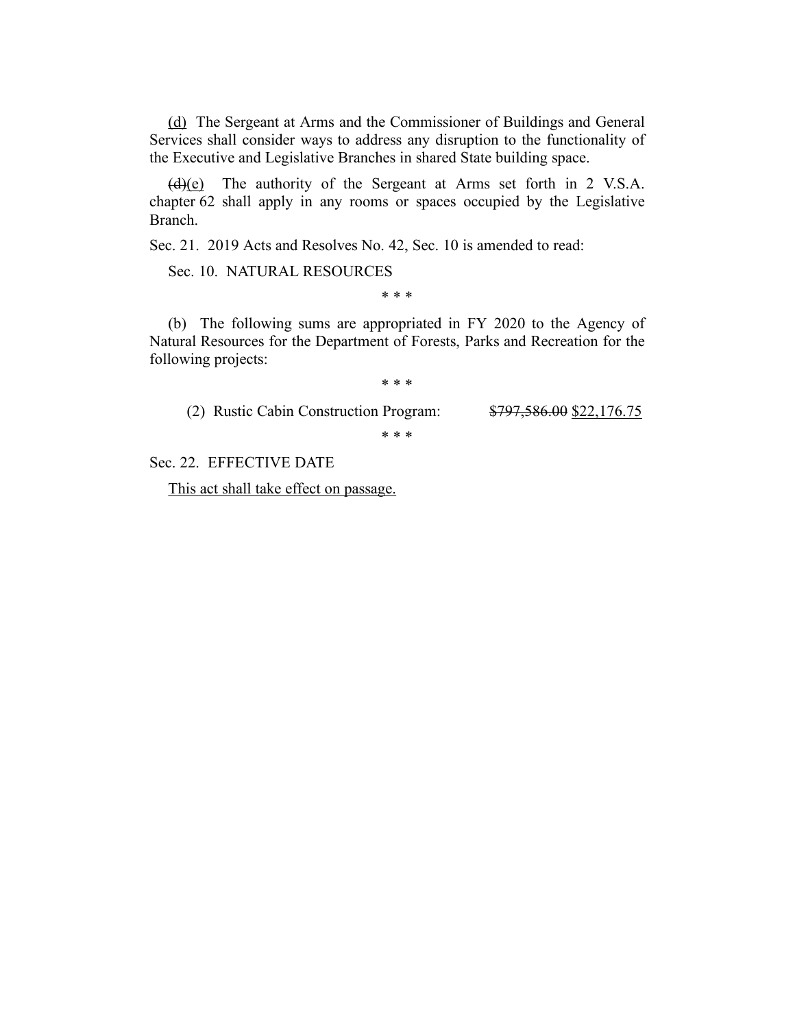<u>(d)</u> The Sergeant at Arms and the Commissioner of Buildings and General Services shall consider ways to address any disruption to the functionality of the Executive and Legislative Branches in shared State building space.

~~(d)~~<u>(e)</u> The authority of the Sergeant at Arms set forth in 2 V.S.A. chapter 62 shall apply in any rooms or spaces occupied by the Legislative Branch.

Sec. 21. 2019 Acts and Resolves No. 42, Sec. 10 is amended to read:

Sec. 10. NATURAL RESOURCES

\* \* \*

(b) The following sums are appropriated in FY 2020 to the Agency of Natural Resources for the Department of Forests, Parks and Recreation for the following projects:

\* \* \*

(2) Rustic Cabin Construction Program: ~~$797,586.00~~ <u>$22,176.75</u>

\* \* \*

Sec. 22. EFFECTIVE DATE

<u>This act shall take effect on passage.</u>